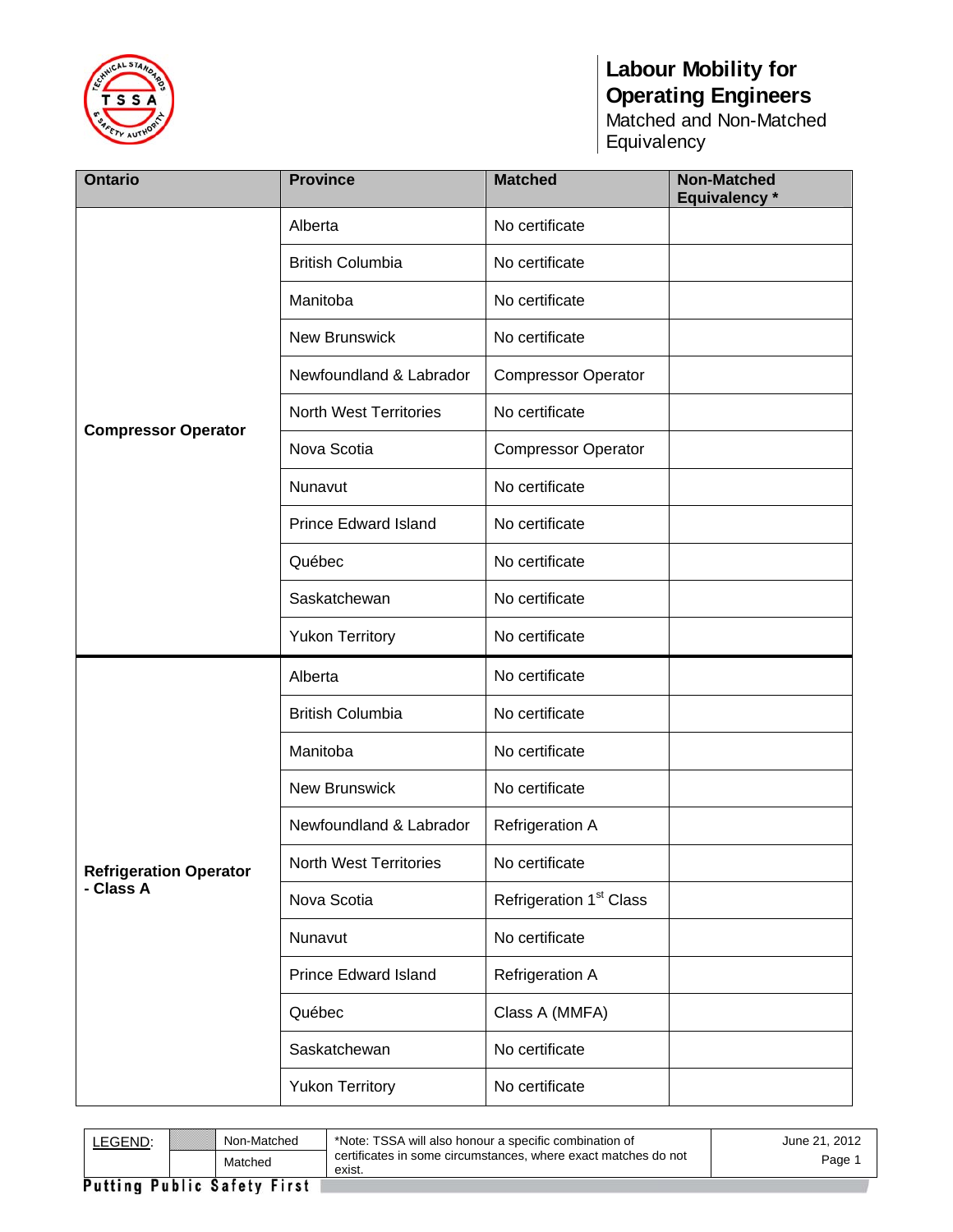# Labour Mobility for Operating Engineers

Matched and Non-Matched Equivalency

| Ontario | Province | Matched | Non-Matched Equivalency * |
|---|---|---|---|
| **Compressor Operator** | Alberta | No certificate | |
| | British Columbia | No certificate | |
| | Manitoba | No certificate | |
| | New Brunswick | No certificate | |
| | Newfoundland & Labrador | Compressor Operator | |
| | North West Territories | No certificate | |
| | Nova Scotia | Compressor Operator | |
| | Nunavut | No certificate | |
| | Prince Edward Island | No certificate | |
| | Québec | No certificate | |
| | Saskatchewan | No certificate | |
| | Yukon Territory | No certificate | |
| **Refrigeration Operator - Class A** | Alberta | No certificate | |
| | British Columbia | No certificate | |
| | Manitoba | No certificate | |
| | New Brunswick | No certificate | |
| | Newfoundland & Labrador | Refrigeration A | |
| | North West Territories | No certificate | |
| | Nova Scotia | Refrigeration 1st Class | |
| | Nunavut | No certificate | |
| | Prince Edward Island | Refrigeration A | |
| | Québec | Class A (MMFA) | |
| | Saskatchewan | No certificate | |
| | Yukon Territory | No certificate | |

| LEGEND: | | | |
|---|---|---|---|
| | Non-Matched | *Note: TSSA will also honour a specific combination of certificates in some circumstances, where exact matches do not exist. | June 21, 2012 |
| | Matched | | |

Putting Public Safety First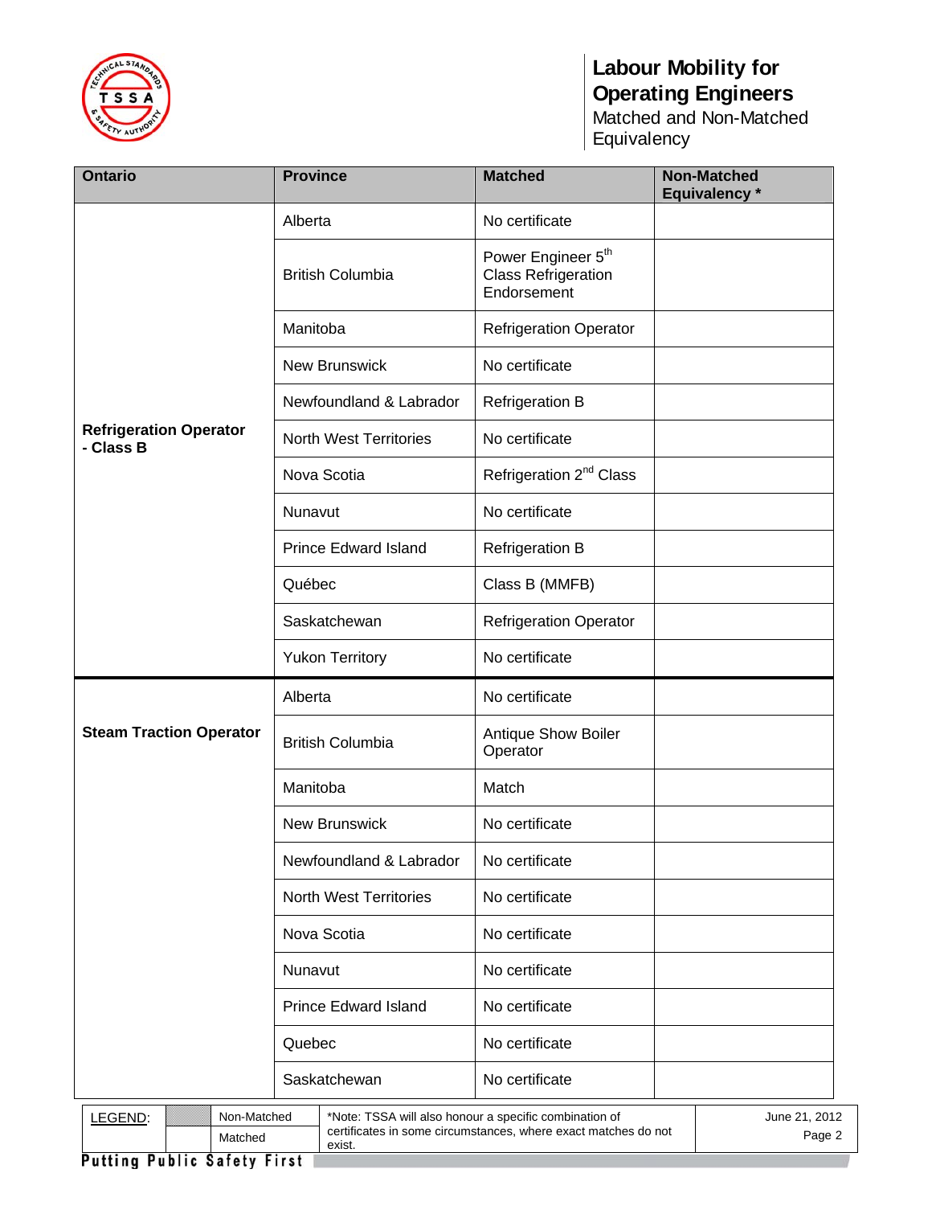# Labour Mobility for Operating Engineers

Matched and Non-Matched Equivalency

| Ontario | Province | Matched | Non-Matched Equivalency * |
|---|---|---|---|
| Refrigeration Operator - Class B | Alberta | No certificate | |
| | British Columbia | Power Engineer 5th Class Refrigeration Endorsement | |
| | Manitoba | Refrigeration Operator | |
| | New Brunswick | No certificate | |
| | Newfoundland & Labrador | Refrigeration B | |
| | North West Territories | No certificate | |
| | Nova Scotia | Refrigeration 2nd Class | |
| | Nunavut | No certificate | |
| | Prince Edward Island | Refrigeration B | |
| | Québec | Class B (MMFB) | |
| | Saskatchewan | Refrigeration Operator | |
| | Yukon Territory | No certificate | |
| Steam Traction Operator | Alberta | No certificate | |
| | British Columbia | Antique Show Boiler Operator | |
| | Manitoba | Match | |
| | New Brunswick | No certificate | |
| | Newfoundland & Labrador | No certificate | |
| | North West Territories | No certificate | |
| | Nova Scotia | No certificate | |
| | Nunavut | No certificate | |
| | Prince Edward Island | No certificate | |
| | Quebec | No certificate | |
| | Saskatchewan | No certificate | |

LEGEND: Non-Matched (shaded) / Matched (unshaded)

*Note: TSSA will also honour a specific combination of certificates in some circumstances, where exact matches do not exist.

June 21, 2012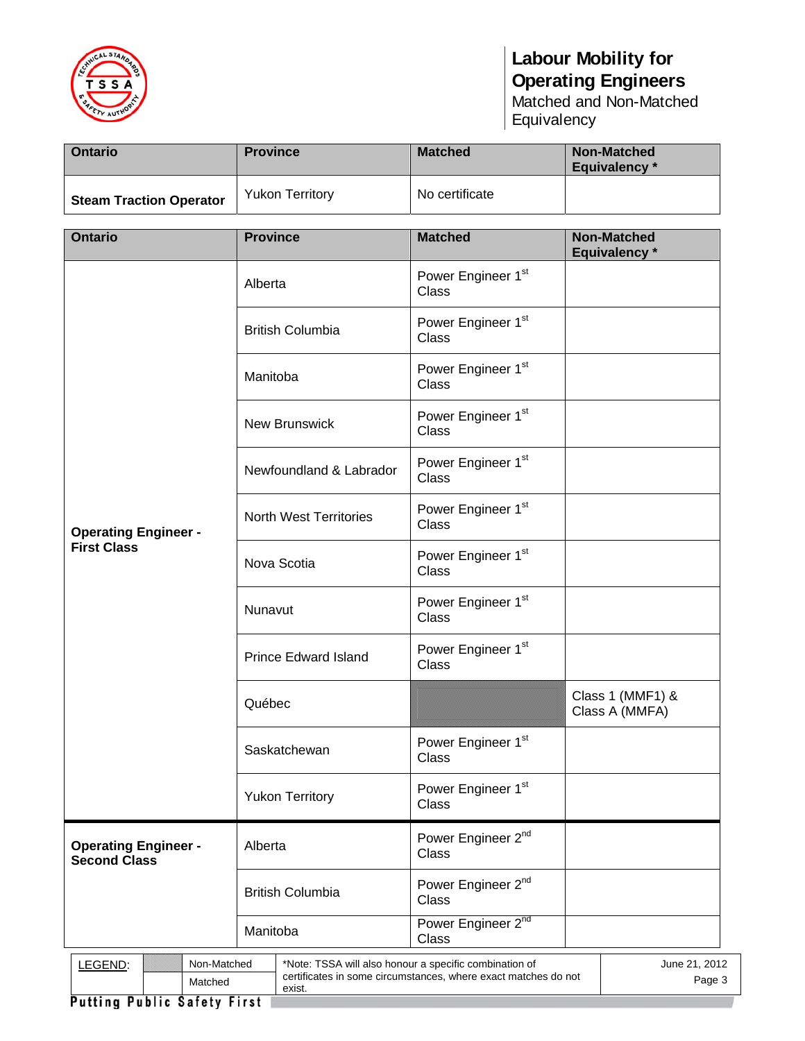# Labour Mobility for Operating Engineers

Matched and Non-Matched Equivalency

| Ontario | Province | Matched | Non-Matched Equivalency * |
|---|---|---|---|
| **Steam Traction Operator** | Yukon Territory | No certificate | |

| Ontario | Province | Matched | Non-Matched Equivalency * |
|---|---|---|---|
| **Operating Engineer - First Class** | Alberta | Power Engineer 1st Class | |
| | British Columbia | Power Engineer 1st Class | |
| | Manitoba | Power Engineer 1st Class | |
| | New Brunswick | Power Engineer 1st Class | |
| | Newfoundland & Labrador | Power Engineer 1st Class | |
| | North West Territories | Power Engineer 1st Class | |
| | Nova Scotia | Power Engineer 1st Class | |
| | Nunavut | Power Engineer 1st Class | |
| | Prince Edward Island | Power Engineer 1st Class | |
| | Québec | | Class 1 (MMF1) & Class A (MMFA) |
| | Saskatchewan | Power Engineer 1st Class | |
| | Yukon Territory | Power Engineer 1st Class | |
| **Operating Engineer - Second Class** | Alberta | Power Engineer 2nd Class | |
| | British Columbia | Power Engineer 2nd Class | |
| | Manitoba | Power Engineer 2nd Class | |

| LEGEND: | | |
|---|---|---|
| (shaded) | Non-Matched | *Note: TSSA will also honour a specific combination of certificates in some circumstances, where exact matches do not exist. |
| (blank) | Matched | |

June 21, 2012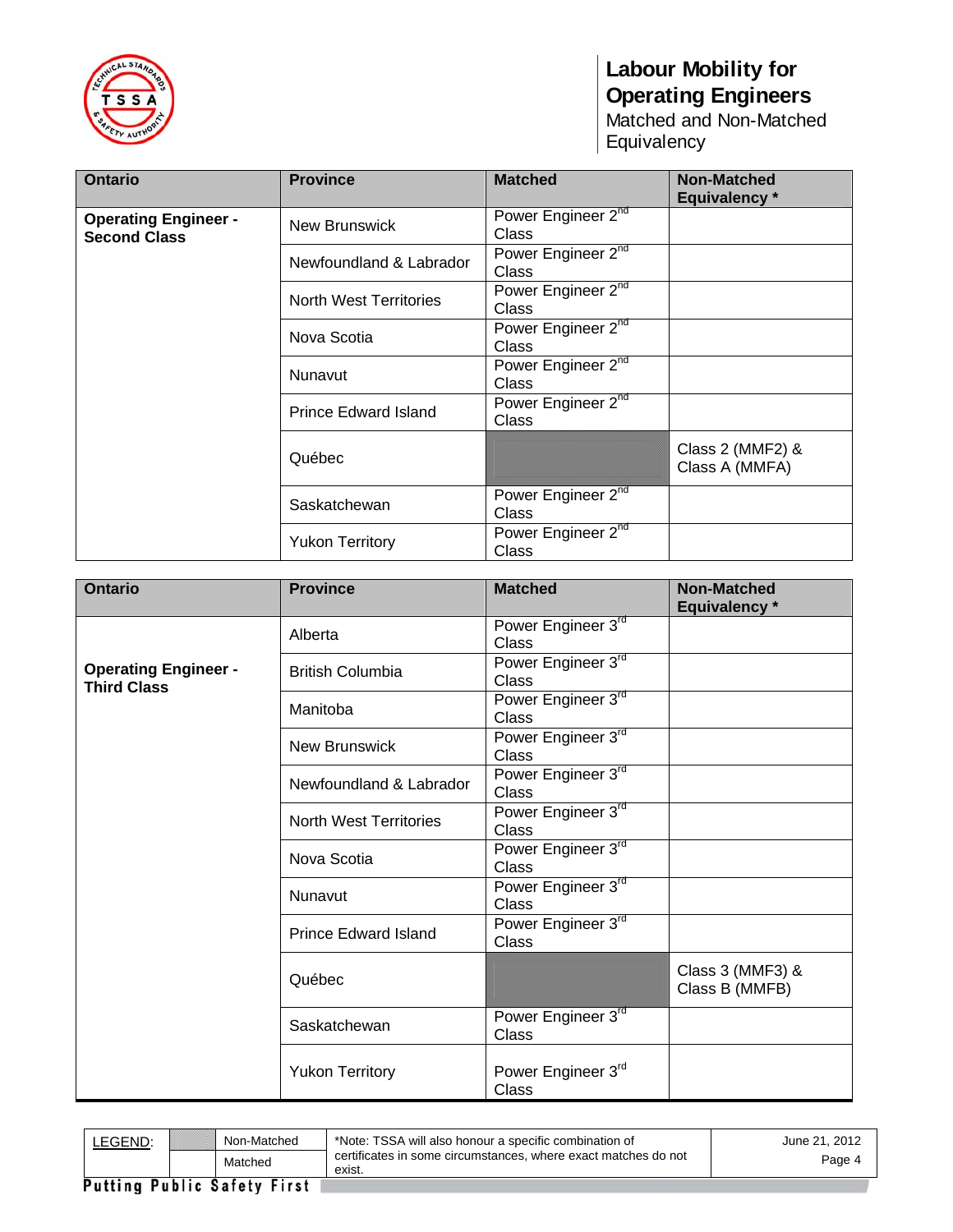# Labour Mobility for Operating Engineers

Matched and Non-Matched Equivalency

| Ontario | Province | Matched | Non-Matched Equivalency * |
|---|---|---|---|
| **Operating Engineer - Second Class** | New Brunswick | Power Engineer 2nd Class | |
| | Newfoundland & Labrador | Power Engineer 2nd Class | |
| | North West Territories | Power Engineer 2nd Class | |
| | Nova Scotia | Power Engineer 2nd Class | |
| | Nunavut | Power Engineer 2nd Class | |
| | Prince Edward Island | Power Engineer 2nd Class | |
| | Québec | | Class 2 (MMF2) & Class A (MMFA) |
| | Saskatchewan | Power Engineer 2nd Class | |
| | Yukon Territory | Power Engineer 2nd Class | |

| Ontario | Province | Matched | Non-Matched Equivalency * |
|---|---|---|---|
| **Operating Engineer - Third Class** | Alberta | Power Engineer 3rd Class | |
| | British Columbia | Power Engineer 3rd Class | |
| | Manitoba | Power Engineer 3rd Class | |
| | New Brunswick | Power Engineer 3rd Class | |
| | Newfoundland & Labrador | Power Engineer 3rd Class | |
| | North West Territories | Power Engineer 3rd Class | |
| | Nova Scotia | Power Engineer 3rd Class | |
| | Nunavut | Power Engineer 3rd Class | |
| | Prince Edward Island | Power Engineer 3rd Class | |
| | Québec | | Class 3 (MMF3) & Class B (MMFB) |
| | Saskatchewan | Power Engineer 3rd Class | |
| | Yukon Territory | Power Engineer 3rd Class | |

| LEGEND: | | |
|---|---|---|
| | (shaded) | Non-Matched |
| | (blank) | Matched |

*Note: TSSA will also honour a specific combination of certificates in some circumstances, where exact matches do not exist.

June 21, 2012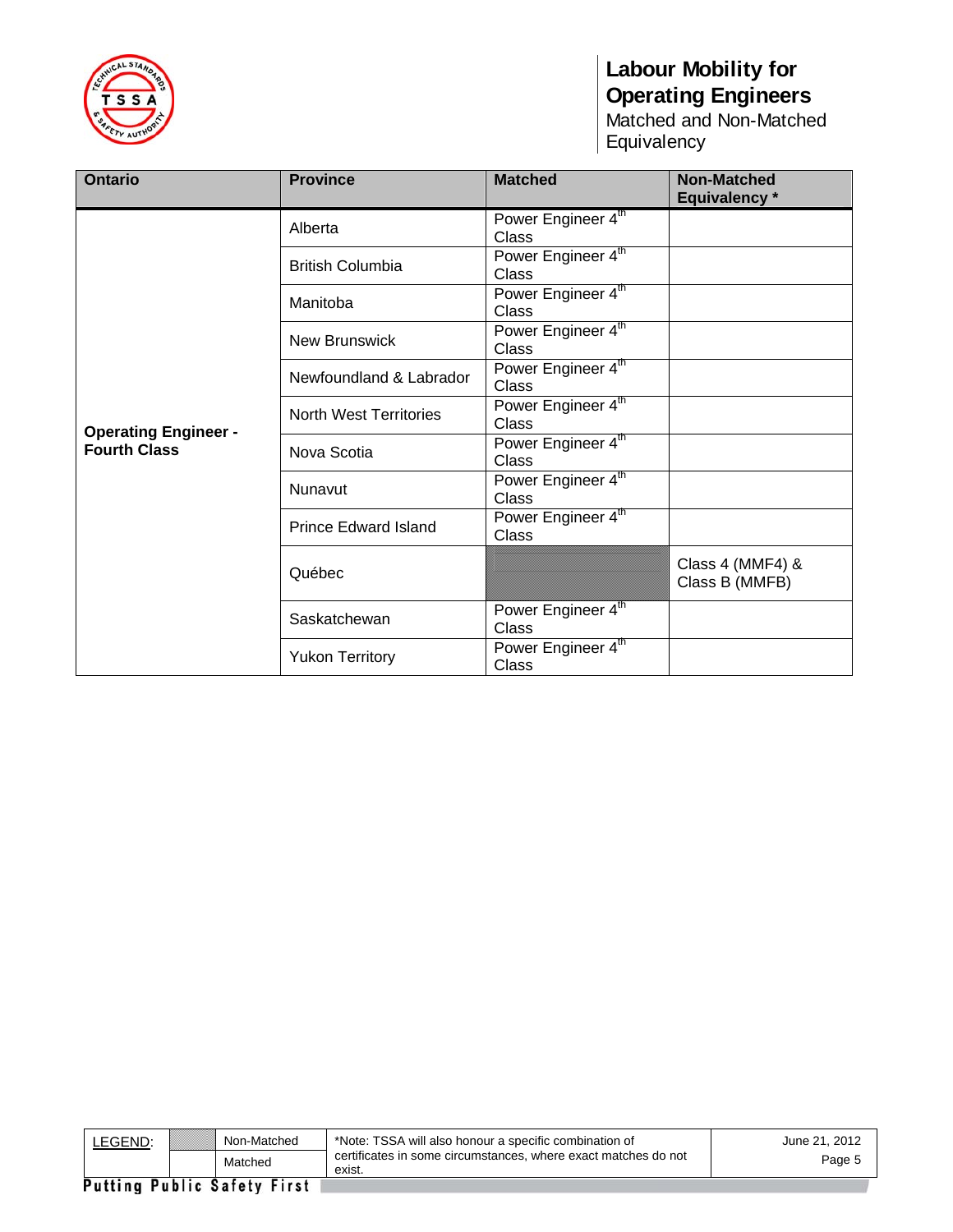| Ontario | Province | Matched | Non-Matched Equivalency * |
|---|---|---|---|
| **Operating Engineer - Fourth Class** | Alberta | Power Engineer $4^{th}$ Class | |
| | British Columbia | Power Engineer $4^{th}$ Class | |
| | Manitoba | Power Engineer $4^{th}$ Class | |
| | New Brunswick | Power Engineer $4^{th}$ Class | |
| | Newfoundland & Labrador | Power Engineer $4^{th}$ Class | |
| | North West Territories | Power Engineer $4^{th}$ Class | |
| | Nova Scotia | Power Engineer $4^{th}$ Class | |
| | Nunavut | Power Engineer $4^{th}$ Class | |
| | Prince Edward Island | Power Engineer $4^{th}$ Class | |
| | Québec | | Class 4 (MMF4) & Class B (MMFB) |
| | Saskatchewan | Power Engineer $4^{th}$ Class | |
| | Yukon Territory | Power Engineer $4^{th}$ Class | |

| LEGEND: | | |
|---|---|---|
| | (shaded) | Non-Matched |
| | (blank) | Matched |

*Note: TSSA will also honour a specific combination of certificates in some circumstances, where exact matches do not exist.

June 21, 2012